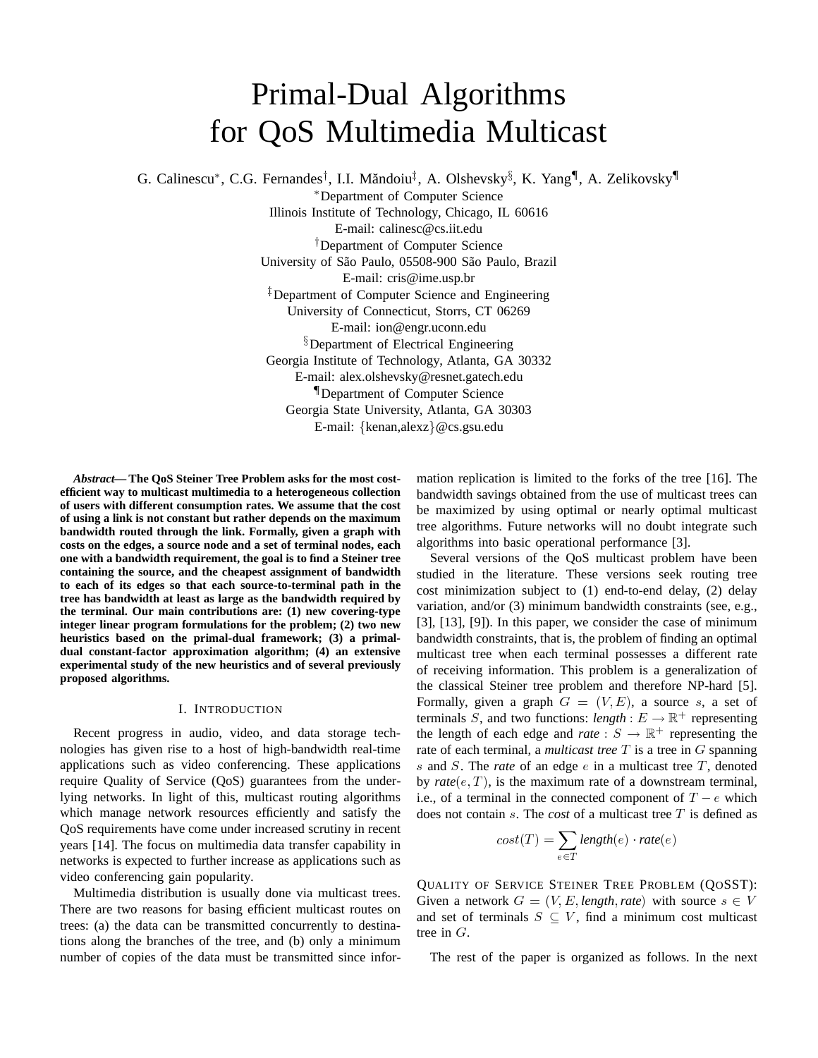# Primal-Dual Algorithms for QoS Multimedia Multicast

G. Calinescu*, C.G. Fernandes†, I.I. Măndoiu‡, A. Olshevsky§, K. Yang¶, A. Zelikovsky¶

*Department of Computer Science
Illinois Institute of Technology, Chicago, IL 60616
E-mail: calinesc@cs.iit.edu

†Department of Computer Science
University of São Paulo, 05508-900 São Paulo, Brazil
E-mail: cris@ime.usp.br

‡Department of Computer Science and Engineering
University of Connecticut, Storrs, CT 06269
E-mail: ion@engr.uconn.edu

§Department of Electrical Engineering
Georgia Institute of Technology, Atlanta, GA 30332
E-mail: alex.olshevsky@resnet.gatech.edu

¶Department of Computer Science
Georgia State University, Atlanta, GA 30303
E-mail: {kenan,alexz}@cs.gsu.edu

***Abstract*— The QoS Steiner Tree Problem asks for the most cost-efficient way to multicast multimedia to a heterogeneous collection of users with different consumption rates. We assume that the cost of using a link is not constant but rather depends on the maximum bandwidth routed through the link. Formally, given a graph with costs on the edges, a source node and a set of terminal nodes, each one with a bandwidth requirement, the goal is to find a Steiner tree containing the source, and the cheapest assignment of bandwidth to each of its edges so that each source-to-terminal path in the tree has bandwidth at least as large as the bandwidth required by the terminal. Our main contributions are: (1) new covering-type integer linear program formulations for the problem; (2) two new heuristics based on the primal-dual framework; (3) a primal-dual constant-factor approximation algorithm; (4) an extensive experimental study of the new heuristics and of several previously proposed algorithms.**

## I. Introduction

Recent progress in audio, video, and data storage technologies has given rise to a host of high-bandwidth real-time applications such as video conferencing. These applications require Quality of Service (QoS) guarantees from the underlying networks. In light of this, multicast routing algorithms which manage network resources efficiently and satisfy the QoS requirements have come under increased scrutiny in recent years [14]. The focus on multimedia data transfer capability in networks is expected to further increase as applications such as video conferencing gain popularity.

Multimedia distribution is usually done via multicast trees. There are two reasons for basing efficient multicast routes on trees: (a) the data can be transmitted concurrently to destinations along the branches of the tree, and (b) only a minimum number of copies of the data must be transmitted since information replication is limited to the forks of the tree [16]. The bandwidth savings obtained from the use of multicast trees can be maximized by using optimal or nearly optimal multicast tree algorithms. Future networks will no doubt integrate such algorithms into basic operational performance [3].

Several versions of the QoS multicast problem have been studied in the literature. These versions seek routing tree cost minimization subject to (1) end-to-end delay, (2) delay variation, and/or (3) minimum bandwidth constraints (see, e.g., [3], [13], [9]). In this paper, we consider the case of minimum bandwidth constraints, that is, the problem of finding an optimal multicast tree when each terminal possesses a different rate of receiving information. This problem is a generalization of the classical Steiner tree problem and therefore NP-hard [5]. Formally, given a graph $G = (V, E)$, a source $s$, a set of terminals $S$, and two functions: *length* $: E \to \mathbb{R}^+$ representing the length of each edge and *rate* $: S \to \mathbb{R}^+$ representing the rate of each terminal, a *multicast tree* $T$ is a tree in $G$ spanning $s$ and $S$. The *rate* of an edge $e$ in a multicast tree $T$, denoted by *rate*$(e, T)$, is the maximum rate of a downstream terminal, i.e., of a terminal in the connected component of $T - e$ which does not contain $s$. The *cost* of a multicast tree $T$ is defined as

$$cost(T) = \sum_{e \in T} \textit{length}(e) \cdot \textit{rate}(e)$$

Quality of Service Steiner Tree Problem (QoSST): Given a network $G = (V, E, \textit{length}, \textit{rate})$ with source $s \in V$ and set of terminals $S \subseteq V$, find a minimum cost multicast tree in $G$.

The rest of the paper is organized as follows. In the next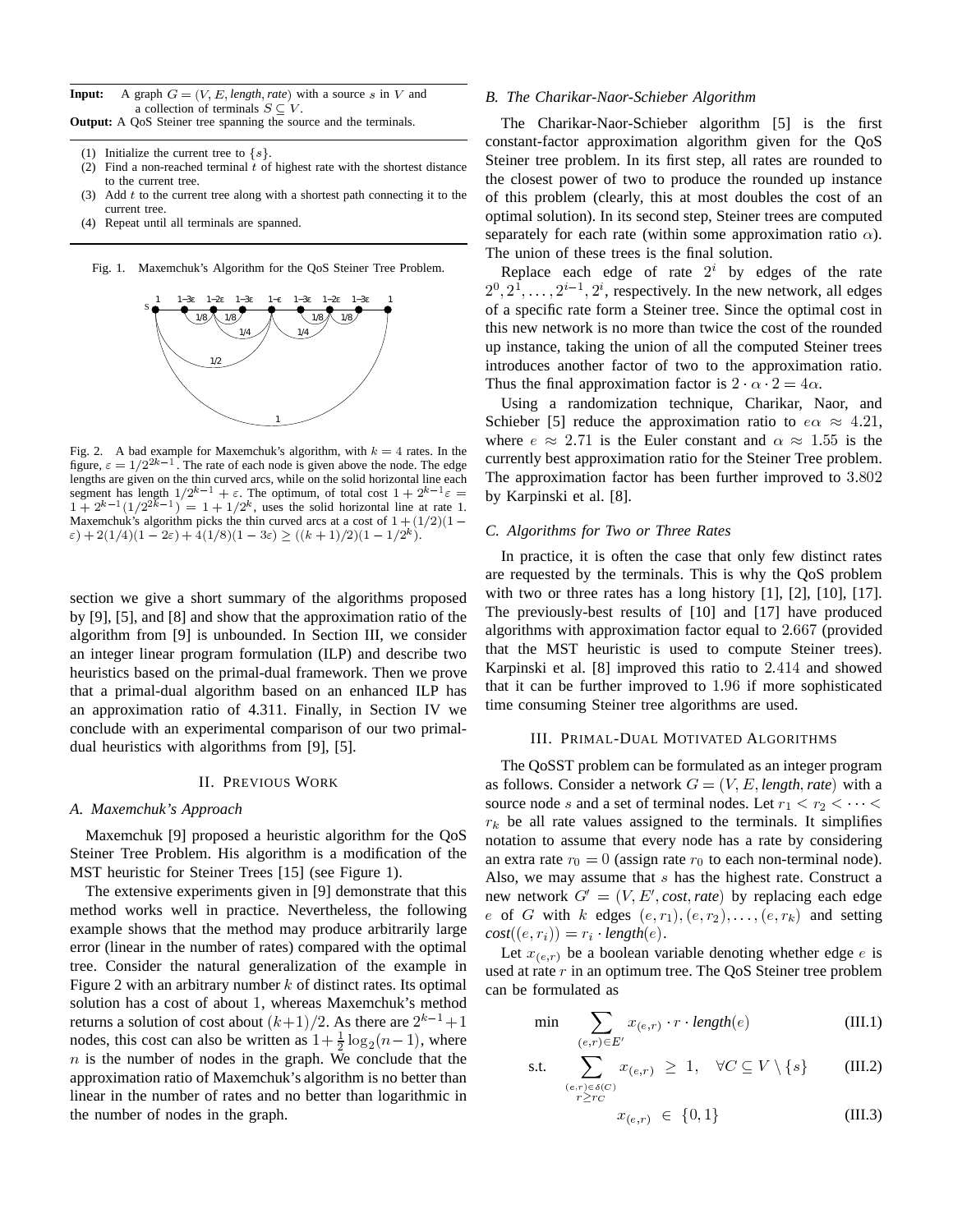**Input:** A graph $G = (V, E, \textit{length}, \textit{rate})$ with a source $s$ in $V$ and a collection of terminals $S \subseteq V$.

**Output:** A QoS Steiner tree spanning the source and the terminals.

1. Initialize the current tree to $\{s\}$.
2. Find a non-reached terminal $t$ of highest rate with the shortest distance to the current tree.
3. Add $t$ to the current tree along with a shortest path connecting it to the current tree.
4. Repeat until all terminals are spanned.

Fig. 1. Maxemchuk's Algorithm for the QoS Steiner Tree Problem.

Fig. 2. A bad example for Maxemchuk's algorithm, with $k = 4$ rates. In the figure, $\varepsilon = 1/2^{2k-1}$. The rate of each node is given above the node. The edge lengths are given on the thin curved arcs, while on the solid horizontal line each segment has length $1/2^{k-1} + \varepsilon$. The optimum, of total cost $1 + 2^{k-1}\varepsilon = 1 + 2^{k-1}(1/2^{2k-1}) = 1 + 1/2^k$, uses the solid horizontal line at rate 1. Maxemchuk's algorithm picks the thin curved arcs at a cost of $1 + (1/2)(1 - \varepsilon) + 2(1/4)(1 - 2\varepsilon) + 4(1/8)(1 - 3\varepsilon) \geq ((k + 1)/2)(1 - 1/2^k)$.

section we give a short summary of the algorithms proposed by [9], [5], and [8] and show that the approximation ratio of the algorithm from [9] is unbounded. In Section III, we consider an integer linear program formulation (ILP) and describe two heuristics based on the primal-dual framework. Then we prove that a primal-dual algorithm based on an enhanced ILP has an approximation ratio of 4.311. Finally, in Section IV we conclude with an experimental comparison of our two primal-dual heuristics with algorithms from [9], [5].

## II. Previous Work

### A. Maxemchuk's Approach

Maxemchuk [9] proposed a heuristic algorithm for the QoS Steiner Tree Problem. His algorithm is a modification of the MST heuristic for Steiner Trees [15] (see Figure 1).

The extensive experiments given in [9] demonstrate that this method works well in practice. Nevertheless, the following example shows that the method may produce arbitrarily large error (linear in the number of rates) compared with the optimal tree. Consider the natural generalization of the example in Figure 2 with an arbitrary number $k$ of distinct rates. Its optimal solution has a cost of about 1, whereas Maxemchuk's method returns a solution of cost about $(k+1)/2$. As there are $2^{k-1}+1$ nodes, this cost can also be written as $1 + \frac{1}{2}\log_2(n-1)$, where $n$ is the number of nodes in the graph. We conclude that the approximation ratio of Maxemchuk's algorithm is no better than linear in the number of rates and no better than logarithmic in the number of nodes in the graph.

### B. The Charikar-Naor-Schieber Algorithm

The Charikar-Naor-Schieber algorithm [5] is the first constant-factor approximation algorithm given for the QoS Steiner tree problem. In its first step, all rates are rounded to the closest power of two to produce the rounded up instance of this problem (clearly, this at most doubles the cost of an optimal solution). In its second step, Steiner trees are computed separately for each rate (within some approximation ratio $\alpha$). The union of these trees is the final solution.

Replace each edge of rate $2^i$ by edges of the rate $2^0, 2^1, \ldots, 2^{i-1}, 2^i$, respectively. In the new network, all edges of a specific rate form a Steiner tree. Since the optimal cost in this new network is no more than twice the cost of the rounded up instance, taking the union of all the computed Steiner trees introduces another factor of two to the approximation ratio. Thus the final approximation factor is $2 \cdot \alpha \cdot 2 = 4\alpha$.

Using a randomization technique, Charikar, Naor, and Schieber [5] reduce the approximation ratio to $e\alpha \approx 4.21$, where $e \approx 2.71$ is the Euler constant and $\alpha \approx 1.55$ is the currently best approximation ratio for the Steiner Tree problem. The approximation factor has been further improved to $3.802$ by Karpinski et al. [8].

### C. Algorithms for Two or Three Rates

In practice, it is often the case that only few distinct rates are requested by the terminals. This is why the QoS problem with two or three rates has a long history [1], [2], [10], [17]. The previously-best results of [10] and [17] have produced algorithms with approximation factor equal to $2.667$ (provided that the MST heuristic is used to compute Steiner trees). Karpinski et al. [8] improved this ratio to $2.414$ and showed that it can be further improved to $1.96$ if more sophisticated time consuming Steiner tree algorithms are used.

## III. Primal-Dual Motivated Algorithms

The QoSST problem can be formulated as an integer program as follows. Consider a network $G = (V, E, \textit{length}, \textit{rate})$ with a source node $s$ and a set of terminal nodes. Let $r_1 < r_2 < \cdots < r_k$ be all rate values assigned to the terminals. It simplifies notation to assume that every node has a rate by considering an extra rate $r_0 = 0$ (assign rate $r_0$ to each non-terminal node). Also, we may assume that $s$ has the highest rate. Construct a new network $G' = (V, E', \textit{cost}, \textit{rate})$ by replacing each edge $e$ of $G$ with $k$ edges $(e, r_1), (e, r_2), \ldots, (e, r_k)$ and setting $\textit{cost}((e, r_i)) = r_i \cdot \textit{length}(e)$.

Let $x_{(e,r)}$ be a boolean variable denoting whether edge $e$ is used at rate $r$ in an optimum tree. The QoS Steiner tree problem can be formulated as

$$\min \sum_{(e,r) \in E'} x_{(e,r)} \cdot r \cdot \textit{length}(e) \tag{III.1}$$

$$\text{s.t.} \sum_{\substack{(e,r) \in \delta(C) \\ r \geq r_C}} x_{(e,r)} \geq 1, \quad \forall C \subseteq V \setminus \{s\} \tag{III.2}$$

$$x_{(e,r)} \in \{0, 1\} \tag{III.3}$$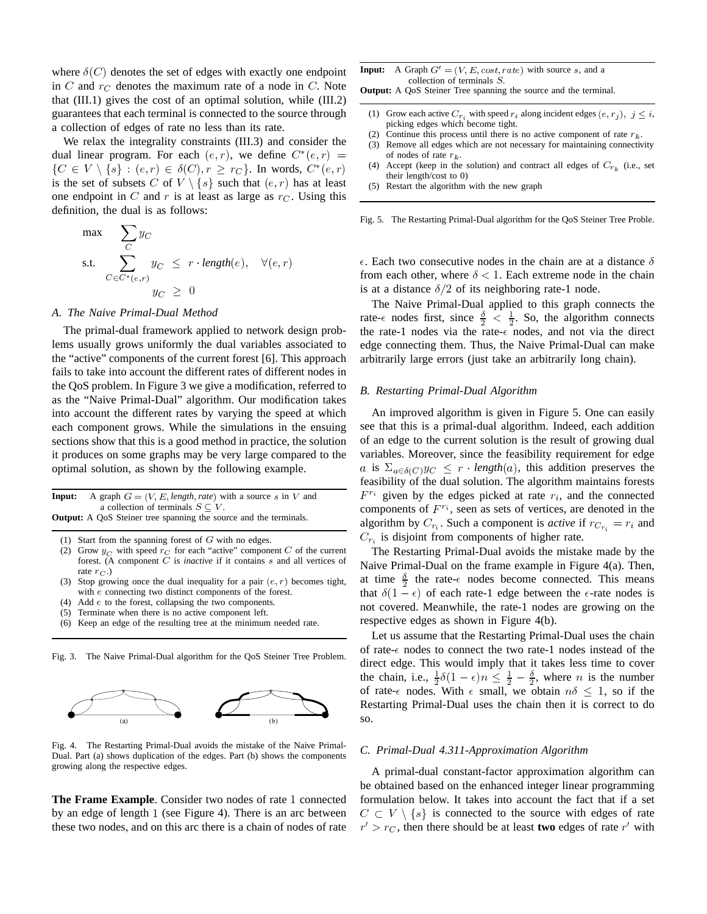where $\delta(C)$ denotes the set of edges with exactly one endpoint in $C$ and $r_C$ denotes the maximum rate of a node in $C$. Note that (III.1) gives the cost of an optimal solution, while (III.2) guarantees that each terminal is connected to the source through a collection of edges of rate no less than its rate.

We relax the integrality constraints (III.3) and consider the dual linear program. For each $(e, r)$, we define $C^*(e, r) = \{C \in V \setminus \{s\} : (e, r) \in \delta(C), r \geq r_C\}$. In words, $C^*(e, r)$ is the set of subsets $C$ of $V \setminus \{s\}$ such that $(e, r)$ has at least one endpoint in $C$ and $r$ is at least as large as $r_C$. Using this definition, the dual is as follows:

$$
\begin{aligned}
\max \quad & \sum_C y_C \\
\text{s.t.} \quad & \sum_{C \in C^*(e,r)} y_C \leq r \cdot \textit{length}(e), \quad \forall (e, r) \\
& y_C \geq 0
\end{aligned}
$$

### A. The Naive Primal-Dual Method

The primal-dual framework applied to network design problems usually grows uniformly the dual variables associated to the "active" components of the current forest [6]. This approach fails to take into account the different rates of different nodes in the QoS problem. In Figure 3 we give a modification, referred to as the "Naive Primal-Dual" algorithm. Our modification takes into account the different rates by varying the speed at which each component grows. While the simulations in the ensuing sections show that this is a good method in practice, the solution it produces on some graphs may be very large compared to the optimal solution, as shown by the following example.

**Input:** A graph $G = (V, E, \textit{length}, \textit{rate})$ with a source $s$ in $V$ and a collection of terminals $S \subseteq V$.
**Output:** A QoS Steiner tree spanning the source and the terminals.

(1) Start from the spanning forest of $G$ with no edges.
(2) Grow $y_C$ with speed $r_C$ for each "active" component $C$ of the current forest. (A component $C$ is *inactive* if it contains $s$ and all vertices of rate $r_C$.)
(3) Stop growing once the dual inequality for a pair $(e, r)$ becomes tight, with $e$ connecting two distinct components of the forest.
(4) Add $e$ to the forest, collapsing the two components.
(5) Terminate when there is no active component left.
(6) Keep an edge of the resulting tree at the minimum needed rate.

Fig. 3. The Naive Primal-Dual algorithm for the QoS Steiner Tree Problem.

(a) (b)

Fig. 4. The Restarting Primal-Dual avoids the mistake of the Naive Primal-Dual. Part (a) shows duplication of the edges. Part (b) shows the components growing along the respective edges.

**The Frame Example**. Consider two nodes of rate 1 connected by an edge of length 1 (see Figure 4). There is an arc between these two nodes, and on this arc there is a chain of nodes of rate $\epsilon$. Each two consecutive nodes in the chain are at a distance $\delta$ from each other, where $\delta < 1$. Each extreme node in the chain is at a distance $\delta/2$ of its neighboring rate-1 node.

The Naive Primal-Dual applied to this graph connects the rate-$\epsilon$ nodes first, since $\frac{\delta}{2} < \frac{1}{2}$. So, the algorithm connects the rate-1 nodes via the rate-$\epsilon$ nodes, and not via the direct edge connecting them. Thus, the Naive Primal-Dual can make arbitrarily large errors (just take an arbitrarily long chain).

**Input:** A Graph $G' = (V, E, cost, rate)$ with source $s$, and a collection of terminals $S$.
**Output:** A QoS Steiner Tree spanning the source and the terminal.

(1) Grow each active $C_{r_i}$ with speed $r_i$ along incident edges $(e, r_j),\ j \leq i$, picking edges which become tight.
(2) Continue this process until there is no active component of rate $r_k$.
(3) Remove all edges which are not necessary for maintaining connectivity of nodes of rate $r_k$.
(4) Accept (keep in the solution) and contract all edges of $C_{r_k}$ (i.e., set their length/cost to 0)
(5) Restart the algorithm with the new graph

Fig. 5. The Restarting Primal-Dual algorithm for the QoS Steiner Tree Proble.

### B. Restarting Primal-Dual Algorithm

An improved algorithm is given in Figure 5. One can easily see that this is a primal-dual algorithm. Indeed, each addition of an edge to the current solution is the result of growing dual variables. Moreover, since the feasibility requirement for edge $a$ is $\Sigma_{a \in \delta(C)} y_C \leq r \cdot \textit{length}(a)$, this addition preserves the feasibility of the dual solution. The algorithm maintains forests $F^{r_i}$ given by the edges picked at rate $r_i$, and the connected components of $F^{r_i}$, seen as sets of vertices, are denoted in the algorithm by $C_{r_i}$. Such a component is *active* if $r_{C_{r_i}} = r_i$ and $C_{r_i}$ is disjoint from components of higher rate.

The Restarting Primal-Dual avoids the mistake made by the Naive Primal-Dual on the frame example in Figure 4(a). Then, at time $\frac{\delta}{2}$ the rate-$\epsilon$ nodes become connected. This means that $\delta(1 - \epsilon)$ of each rate-1 edge between the $\epsilon$-rate nodes is not covered. Meanwhile, the rate-1 nodes are growing on the respective edges as shown in Figure 4(b).

Let us assume that the Restarting Primal-Dual uses the chain of rate-$\epsilon$ nodes to connect the two rate-1 nodes instead of the direct edge. This would imply that it takes less time to cover the chain, i.e., $\frac{1}{2}\delta(1 - \epsilon)n \leq \frac{1}{2} - \frac{\delta}{2}$, where $n$ is the number of rate-$\epsilon$ nodes. With $\epsilon$ small, we obtain $n\delta \leq 1$, so if the Restarting Primal-Dual uses the chain then it is correct to do so.

### C. Primal-Dual 4.311-Approximation Algorithm

A primal-dual constant-factor approximation algorithm can be obtained based on the enhanced integer linear programming formulation below. It takes into account the fact that if a set $C \subset V \setminus \{s\}$ is connected to the source with edges of rate $r' > r_C$, then there should be at least **two** edges of rate $r'$ with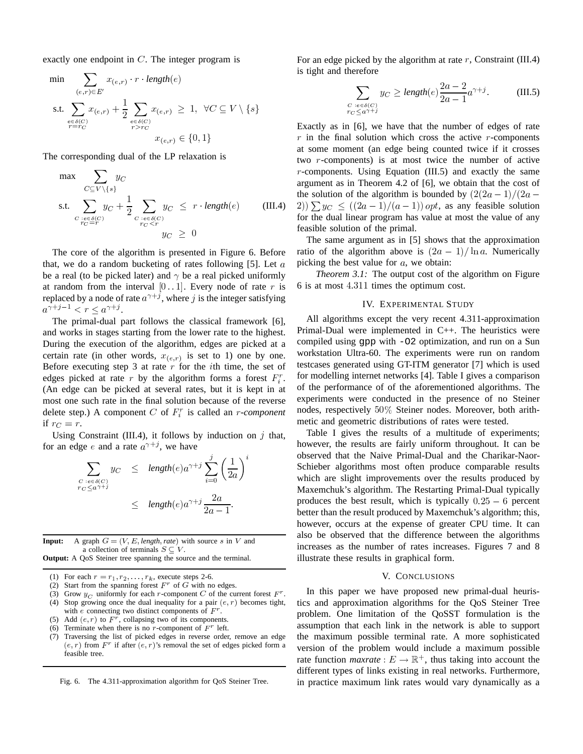exactly one endpoint in $C$. The integer program is

$$
\begin{aligned}
\min \quad & \sum_{(e,r)\in E'} x_{(e,r)} \cdot r \cdot \textit{length}(e) \\
\text{s.t.} \quad & \sum_{\substack{e\in\delta(C)\\ r=r_C}} x_{(e,r)} + \frac{1}{2}\sum_{\substack{e\in\delta(C)\\ r>r_C}} x_{(e,r)} \;\geq\; 1, \;\; \forall C \subseteq V\setminus\{s\} \\
& x_{(e,r)} \in \{0,1\}
\end{aligned}
$$

The corresponding dual of the LP relaxation is

$$
\begin{aligned}
\max \quad & \sum_{C\subseteq V\setminus\{s\}} y_C \\
\text{s.t.} \quad & \sum_{\substack{C\,:e\in\delta(C)\\ r_C=r}} y_C + \frac{1}{2}\sum_{\substack{C\,:e\in\delta(C)\\ r_C<r}} y_C \;\leq\; r\cdot \textit{length}(e) \qquad \text{(III.4)} \\
& y_C \;\geq\; 0
\end{aligned}
$$

The core of the algorithm is presented in Figure 6. Before that, we do a random bucketing of rates following [5]. Let $a$ be a real (to be picked later) and $\gamma$ be a real picked uniformly at random from the interval $[0\,..\,1]$. Every node of rate $r$ is replaced by a node of rate $a^{\gamma+j}$, where $j$ is the integer satisfying $a^{\gamma+j-1} < r \leq a^{\gamma+j}$.

The primal-dual part follows the classical framework [6], and works in stages starting from the lower rate to the highest. During the execution of the algorithm, edges are picked at a certain rate (in other words, $x_{(e,r)}$ is set to 1) one by one. Before executing step 3 at rate $r$ for the $i$th time, the set of edges picked at rate $r$ by the algorithm forms a forest $F_i^r$. (An edge can be picked at several rates, but it is kept in at most one such rate in the final solution because of the reverse delete step.) A component $C$ of $F_i^r$ is called an *$r$-component* if $r_C = r$.

Using Constraint (III.4), it follows by induction on $j$ that, for an edge $e$ and a rate $a^{\gamma+j}$, we have

$$
\begin{aligned}
\sum_{\substack{C\,:e\in\delta(C)\\ r_C\leq a^{\gamma+j}}} y_C \;&\leq\; \textit{length}(e) a^{\gamma+j}\sum_{i=0}^{j}\left(\frac{1}{2a}\right)^i \\
&\leq\; \textit{length}(e) a^{\gamma+j}\frac{2a}{2a-1}.
\end{aligned}
$$

**Input:** A graph $G = (V, E, \textit{length}, \textit{rate})$ with source $s$ in $V$ and a collection of terminals $S \subseteq V$.
**Output:** A QoS Steiner tree spanning the source and the terminal.

(1) For each $r = r_1, r_2, \ldots, r_k$, execute steps 2-6.
(2) Start from the spanning forest $F^r$ of $G$ with no edges.
(3) Grow $y_C$ uniformly for each $r$-component $C$ of the current forest $F^r$.
(4) Stop growing once the dual inequality for a pair $(e, r)$ becomes tight, with $e$ connecting two distinct components of $F^r$.
(5) Add $(e, r)$ to $F^r$, collapsing two of its components.
(6) Terminate when there is no $r$-component of $F^r$ left.
(7) Traversing the list of picked edges in reverse order, remove an edge $(e, r)$ from $F^r$ if after $(e, r)$'s removal the set of edges picked form a feasible tree.

Fig. 6. The 4.311-approximation algorithm for QoS Steiner Tree.

For an edge picked by the algorithm at rate $r$, Constraint (III.4) is tight and therefore

$$
\sum_{\substack{C\,:e\in\delta(C)\\ r_C\leq a^{\gamma+j}}} y_C \geq \textit{length}(e)\frac{2a-2}{2a-1}a^{\gamma+j}. \qquad \text{(III.5)}
$$

Exactly as in [6], we have that the number of edges of rate $r$ in the final solution which cross the active $r$-components at some moment (an edge being counted twice if it crosses two $r$-components) is at most twice the number of active $r$-components. Using Equation (III.5) and exactly the same argument as in Theorem 4.2 of [6], we obtain that the cost of the solution of the algorithm is bounded by $(2(2a-1)/(2a-2))\sum y_C \leq ((2a-1)/(a-1))\,opt$, as any feasible solution for the dual linear program has value at most the value of any feasible solution of the primal.

The same argument as in [5] shows that the approximation ratio of the algorithm above is $(2a-1)/\ln a$. Numerically picking the best value for $a$, we obtain:

*Theorem 3.1:* The output cost of the algorithm on Figure 6 is at most 4.311 times the optimum cost.

## IV. Experimental Study

All algorithms except the very recent 4.311-approximation Primal-Dual were implemented in C++. The heuristics were compiled using gpp with -O2 optimization, and run on a Sun workstation Ultra-60. The experiments were run on random testcases generated using GT-ITM generator [7] which is used for modelling internet networks [4]. Table I gives a comparison of the performance of of the aforementioned algorithms. The experiments were conducted in the presence of no Steiner nodes, respectively 50% Steiner nodes. Moreover, both arithmetic and geometric distributions of rates were tested.

Table I gives the results of a multitude of experiments; however, the results are fairly uniform throughout. It can be observed that the Naive Primal-Dual and the Charikar-Naor-Schieber algorithms most often produce comparable results which are slight improvements over the results produced by Maxemchuk's algorithm. The Restarting Primal-Dual typically produces the best result, which is typically $0.25 - 6$ percent better than the result produced by Maxemchuk's algorithm; this, however, occurs at the expense of greater CPU time. It can also be observed that the difference between the algorithms increases as the number of rates increases. Figures 7 and 8 illustrate these results in graphical form.

## V. Conclusions

In this paper we have proposed new primal-dual heuristics and approximation algorithms for the QoS Steiner Tree problem. One limitation of the QoSST formulation is the assumption that each link in the network is able to support the maximum possible terminal rate. A more sophisticated version of the problem would include a maximum possible rate function *maxrate* $: E \rightarrow \mathbb{R}^+$, thus taking into account the different types of links existing in real networks. Furthermore, in practice maximum link rates would vary dynamically as a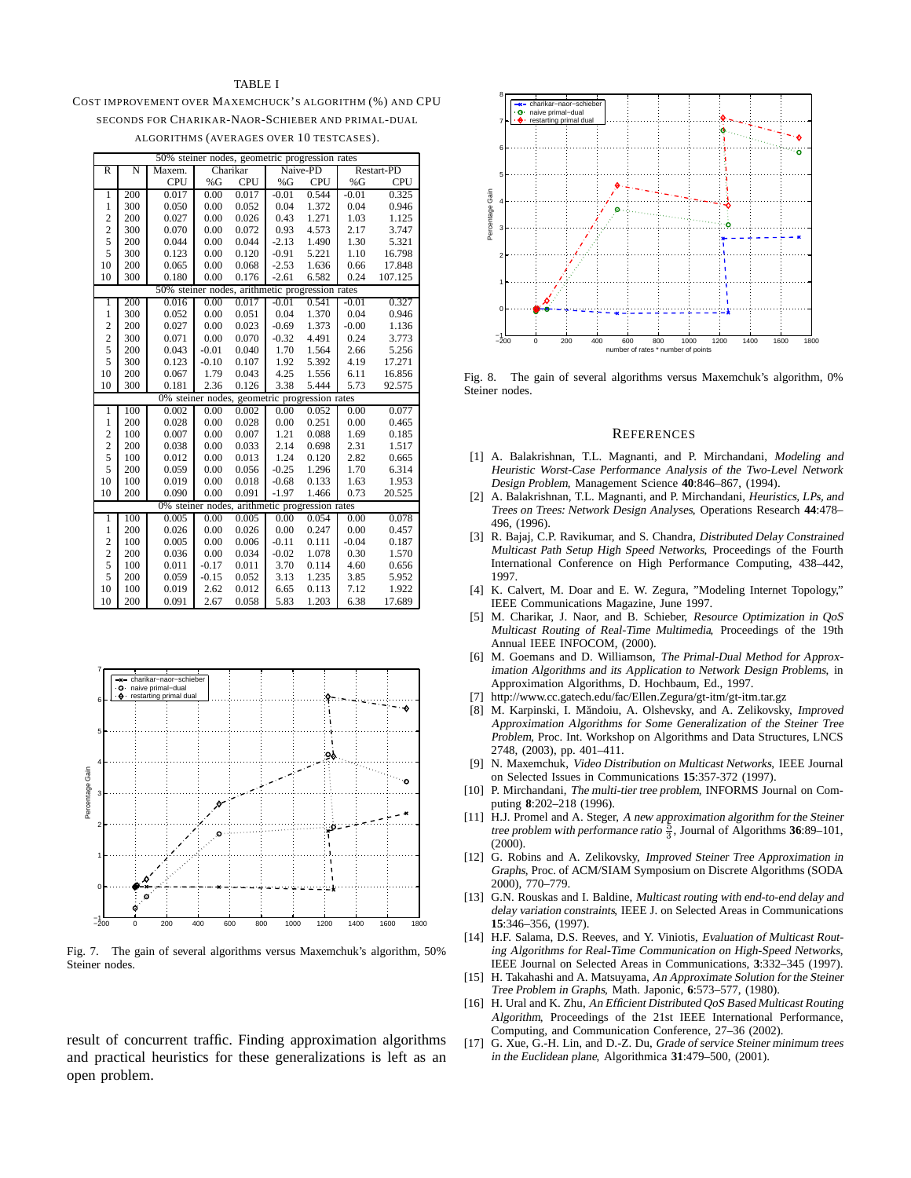TABLE I

COST IMPROVEMENT OVER MAXEMCHUCK'S ALGORITHM (%) AND CPU SECONDS FOR CHARIKAR-NAOR-SCHIEBER AND PRIMAL-DUAL ALGORITHMS (AVERAGES OVER 10 TESTCASES).

| R | N | Maxem. | Charikar | | Naive-PD | | Restart-PD | |
|---|---|---|---|---|---|---|---|---|
| | | CPU | %G | CPU | %G | CPU | %G | CPU |
| 50% steiner nodes, geometric progression rates | | | | | | | | |
| 1 | 200 | 0.017 | 0.00 | 0.017 | -0.01 | 0.544 | -0.01 | 0.325 |
| 1 | 300 | 0.050 | 0.00 | 0.052 | 0.04 | 1.372 | 0.04 | 0.946 |
| 2 | 200 | 0.027 | 0.00 | 0.026 | 0.43 | 1.271 | 1.03 | 1.125 |
| 2 | 300 | 0.070 | 0.00 | 0.072 | 0.93 | 4.573 | 2.17 | 3.747 |
| 5 | 200 | 0.044 | 0.00 | 0.044 | -2.13 | 1.490 | 1.30 | 5.321 |
| 5 | 300 | 0.123 | 0.00 | 0.120 | -0.91 | 5.221 | 1.10 | 16.798 |
| 10 | 200 | 0.065 | 0.00 | 0.068 | -2.53 | 1.636 | 0.66 | 17.848 |
| 10 | 300 | 0.180 | 0.00 | 0.176 | -2.61 | 6.582 | 0.24 | 107.125 |
| 50% steiner nodes, arithmetic progression rates | | | | | | | | |
| 1 | 200 | 0.016 | 0.00 | 0.017 | -0.01 | 0.541 | -0.01 | 0.327 |
| 1 | 300 | 0.052 | 0.00 | 0.051 | 0.04 | 1.370 | 0.04 | 0.946 |
| 2 | 200 | 0.027 | 0.00 | 0.023 | -0.69 | 1.373 | -0.00 | 1.136 |
| 2 | 300 | 0.071 | 0.00 | 0.070 | -0.32 | 4.491 | 0.24 | 3.773 |
| 5 | 200 | 0.043 | -0.01 | 0.040 | 1.70 | 1.564 | 2.66 | 5.256 |
| 5 | 300 | 0.123 | -0.10 | 0.107 | 1.92 | 5.392 | 4.19 | 17.271 |
| 10 | 200 | 0.067 | 1.79 | 0.043 | 4.25 | 1.556 | 6.11 | 16.856 |
| 10 | 300 | 0.181 | 2.36 | 0.126 | 3.38 | 5.444 | 5.73 | 92.575 |
| 0% steiner nodes, geometric progression rates | | | | | | | | |
| 1 | 100 | 0.002 | 0.00 | 0.002 | 0.00 | 0.052 | 0.00 | 0.077 |
| 1 | 200 | 0.028 | 0.00 | 0.028 | 0.00 | 0.251 | 0.00 | 0.465 |
| 2 | 100 | 0.007 | 0.00 | 0.007 | 1.21 | 0.088 | 1.69 | 0.185 |
| 2 | 200 | 0.038 | 0.00 | 0.033 | 2.14 | 0.698 | 2.31 | 1.517 |
| 5 | 100 | 0.012 | 0.00 | 0.013 | 1.24 | 0.120 | 2.82 | 0.665 |
| 5 | 200 | 0.059 | 0.00 | 0.056 | 1.70 | 1.296 | 5.95 | 6.314 |
| 10 | 100 | 0.019 | 0.00 | 0.018 | -0.68 | 0.133 | 1.63 | 1.953 |
| 10 | 200 | 0.090 | 0.00 | 0.091 | -1.97 | 1.466 | 0.73 | 20.525 |
| 0% steiner nodes, arithmetic progression rates | | | | | | | | |
| 1 | 100 | 0.005 | 0.00 | 0.005 | 0.00 | 0.054 | 0.00 | 0.078 |
| 1 | 200 | 0.026 | 0.00 | 0.026 | 0.00 | 0.247 | 0.00 | 0.457 |
| 2 | 100 | 0.005 | 0.00 | 0.006 | -0.11 | 0.111 | -0.04 | 0.187 |
| 2 | 200 | 0.036 | 0.00 | 0.034 | -0.02 | 1.078 | 0.30 | 1.570 |
| 5 | 100 | 0.011 | -0.17 | 0.011 | 3.70 | 0.114 | 4.60 | 0.656 |
| 5 | 200 | 0.059 | -0.15 | 0.052 | 3.13 | 1.235 | 3.85 | 5.952 |
| 10 | 100 | 0.019 | 2.62 | 0.012 | 6.65 | 0.113 | 7.12 | 1.922 |
| 10 | 200 | 0.091 | 2.67 | 0.058 | 5.83 | 1.203 | 6.38 | 17.689 |

charikar−naor−schieber
naive primal−dual
restarting primal dual
Percentage Gain

Fig. 7. The gain of several algorithms versus Maxemchuk's algorithm, 50% Steiner nodes.

result of concurrent traffic. Finding approximation algorithms and practical heuristics for these generalizations is left as an open problem.

charikar−naor−schieber
naive primal−dual
restarting primal dual
Percentage Gain
number of rates * number of points

Fig. 8. The gain of several algorithms versus Maxemchuk's algorithm, 0% Steiner nodes.

## REFERENCES

[1] A. Balakrishnan, T.L. Magnanti, and P. Mirchandani, *Modeling and Heuristic Worst-Case Performance Analysis of the Two-Level Network Design Problem*, Management Science **40**:846–867, (1994).

[2] A. Balakrishnan, T.L. Magnanti, and P. Mirchandani, *Heuristics, LPs, and Trees on Trees: Network Design Analyses*, Operations Research **44**:478–496, (1996).

[3] R. Bajaj, C.P. Ravikumar, and S. Chandra, *Distributed Delay Constrained Multicast Path Setup High Speed Networks*, Proceedings of the Fourth International Conference on High Performance Computing, 438–442, 1997.

[4] K. Calvert, M. Doar and E. W. Zegura, "Modeling Internet Topology," IEEE Communications Magazine, June 1997.

[5] M. Charikar, J. Naor, and B. Schieber, *Resource Optimization in QoS Multicast Routing of Real-Time Multimedia*, Proceedings of the 19th Annual IEEE INFOCOM, (2000).

[6] M. Goemans and D. Williamson, *The Primal-Dual Method for Approximation Algorithms and its Application to Network Design Problems*, in Approximation Algorithms, D. Hochbaum, Ed., 1997.

[7] http://www.cc.gatech.edu/fac/Ellen.Zegura/gt-itm/gt-itm.tar.gz

[8] M. Karpinski, I. Măndoiu, A. Olshevsky, and A. Zelikovsky, *Improved Approximation Algorithms for Some Generalization of the Steiner Tree Problem*, Proc. Int. Workshop on Algorithms and Data Structures, LNCS 2748, (2003), pp. 401–411.

[9] N. Maxemchuk, *Video Distribution on Multicast Networks*, IEEE Journal on Selected Issues in Communications **15**:357-372 (1997).

[10] P. Mirchandani, *The multi-tier tree problem*, INFORMS Journal on Computing **8**:202–218 (1996).

[11] H.J. Promel and A. Steger, *A new approximation algorithm for the Steiner tree problem with performance ratio $\frac{5}{3}$*, Journal of Algorithms **36**:89–101, (2000).

[12] G. Robins and A. Zelikovsky, *Improved Steiner Tree Approximation in Graphs*, Proc. of ACM/SIAM Symposium on Discrete Algorithms (SODA 2000), 770–779.

[13] G.N. Rouskas and I. Baldine, *Multicast routing with end-to-end delay and delay variation constraints*, IEEE J. on Selected Areas in Communications **15**:346–356, (1997).

[14] H.F. Salama, D.S. Reeves, and Y. Viniotis, *Evaluation of Multicast Routing Algorithms for Real-Time Communication on High-Speed Networks*, IEEE Journal on Selected Areas in Communications, **3**:332–345 (1997).

[15] H. Takahashi and A. Matsuyama, *An Approximate Solution for the Steiner Tree Problem in Graphs*, Math. Japonic, **6**:573–577, (1980).

[16] H. Ural and K. Zhu, *An Efficient Distributed QoS Based Multicast Routing Algorithm*, Proceedings of the 21st IEEE International Performance, Computing, and Communication Conference, 27–36 (2002).

[17] G. Xue, G.-H. Lin, and D.-Z. Du, *Grade of service Steiner minimum trees in the Euclidean plane*, Algorithmica **31**:479–500, (2001).